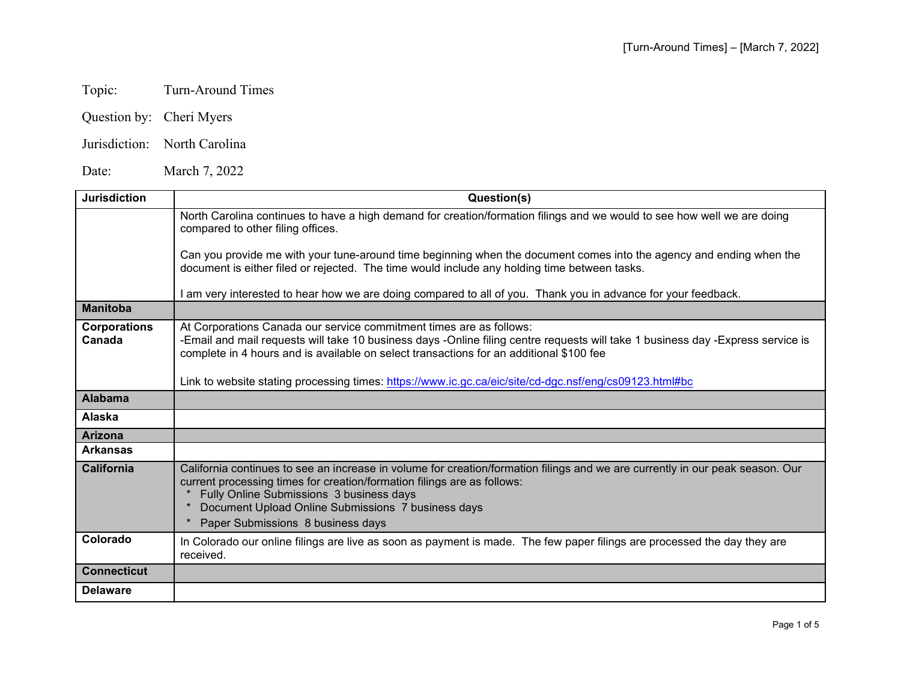Topic: Turn-Around Times

Question by: Cheri Myers

Jurisdiction: North Carolina

Date: March 7, 2022

| Jurisdiction | Question(s) |
|---|---|
| | North Carolina continues to have a high demand for creation/formation filings and we would to see how well we are doing compared to other filing offices.<br><br>Can you provide me with your tune-around time beginning when the document comes into the agency and ending when the document is either filed or rejected. The time would include any holding time between tasks.<br><br>I am very interested to hear how we are doing compared to all of you. Thank you in advance for your feedback. |
| **Manitoba** | |
| **Corporations Canada** | At Corporations Canada our service commitment times are as follows:<br>-Email and mail requests will take 10 business days -Online filing centre requests will take 1 business day -Express service is complete in 4 hours and is available on select transactions for an additional $100 fee<br><br>Link to website stating processing times: [https://www.ic.gc.ca/eic/site/cd-dgc.nsf/eng/cs09123.html#bc](https://www.ic.gc.ca/eic/site/cd-dgc.nsf/eng/cs09123.html#bc) |
| **Alabama** | |
| **Alaska** | |
| **Arizona** | |
| **Arkansas** | |
| **California** | California continues to see an increase in volume for creation/formation filings and we are currently in our peak season. Our current processing times for creation/formation filings are as follows:<br>* Fully Online Submissions 3 business days<br>* Document Upload Online Submissions 7 business days<br>* Paper Submissions 8 business days |
| **Colorado** | In Colorado our online filings are live as soon as payment is made. The few paper filings are processed the day they are received. |
| **Connecticut** | |
| **Delaware** | |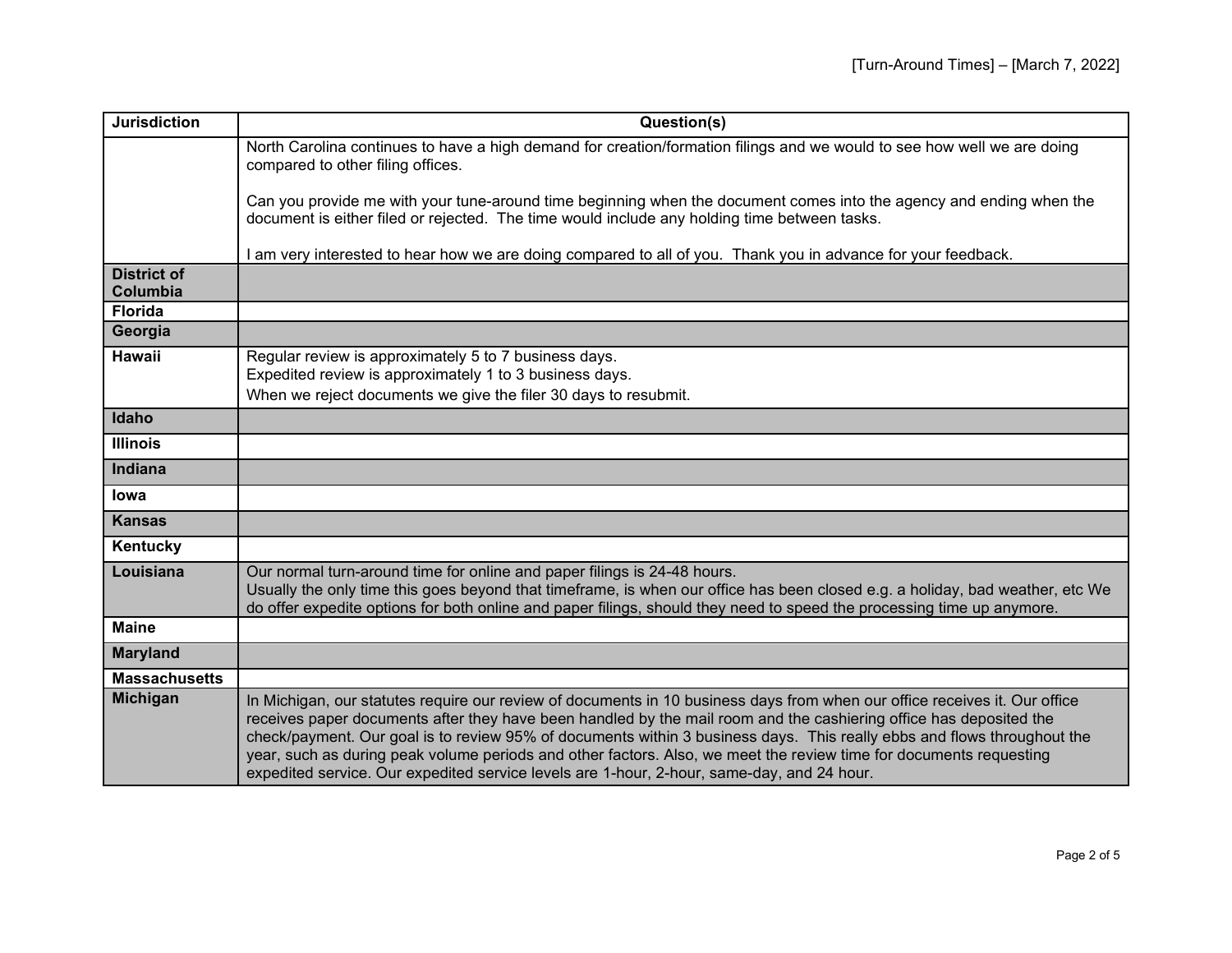| Jurisdiction | Question(s) |
| --- | --- |
| | North Carolina continues to have a high demand for creation/formation filings and we would to see how well we are doing compared to other filing offices.<br><br>Can you provide me with your tune-around time beginning when the document comes into the agency and ending when the document is either filed or rejected. The time would include any holding time between tasks.<br><br>I am very interested to hear how we are doing compared to all of you. Thank you in advance for your feedback. |
| **District of Columbia** | |
| **Florida** | |
| **Georgia** | |
| **Hawaii** | Regular review is approximately 5 to 7 business days.<br>Expedited review is approximately 1 to 3 business days.<br>When we reject documents we give the filer 30 days to resubmit. |
| **Idaho** | |
| **Illinois** | |
| **Indiana** | |
| **Iowa** | |
| **Kansas** | |
| **Kentucky** | |
| **Louisiana** | Our normal turn-around time for online and paper filings is 24-48 hours.<br>Usually the only time this goes beyond that timeframe, is when our office has been closed e.g. a holiday, bad weather, etc We do offer expedite options for both online and paper filings, should they need to speed the processing time up anymore. |
| **Maine** | |
| **Maryland** | |
| **Massachusetts** | |
| **Michigan** | In Michigan, our statutes require our review of documents in 10 business days from when our office receives it. Our office receives paper documents after they have been handled by the mail room and the cashiering office has deposited the check/payment. Our goal is to review 95% of documents within 3 business days. This really ebbs and flows throughout the year, such as during peak volume periods and other factors. Also, we meet the review time for documents requesting expedited service. Our expedited service levels are 1-hour, 2-hour, same-day, and 24 hour. |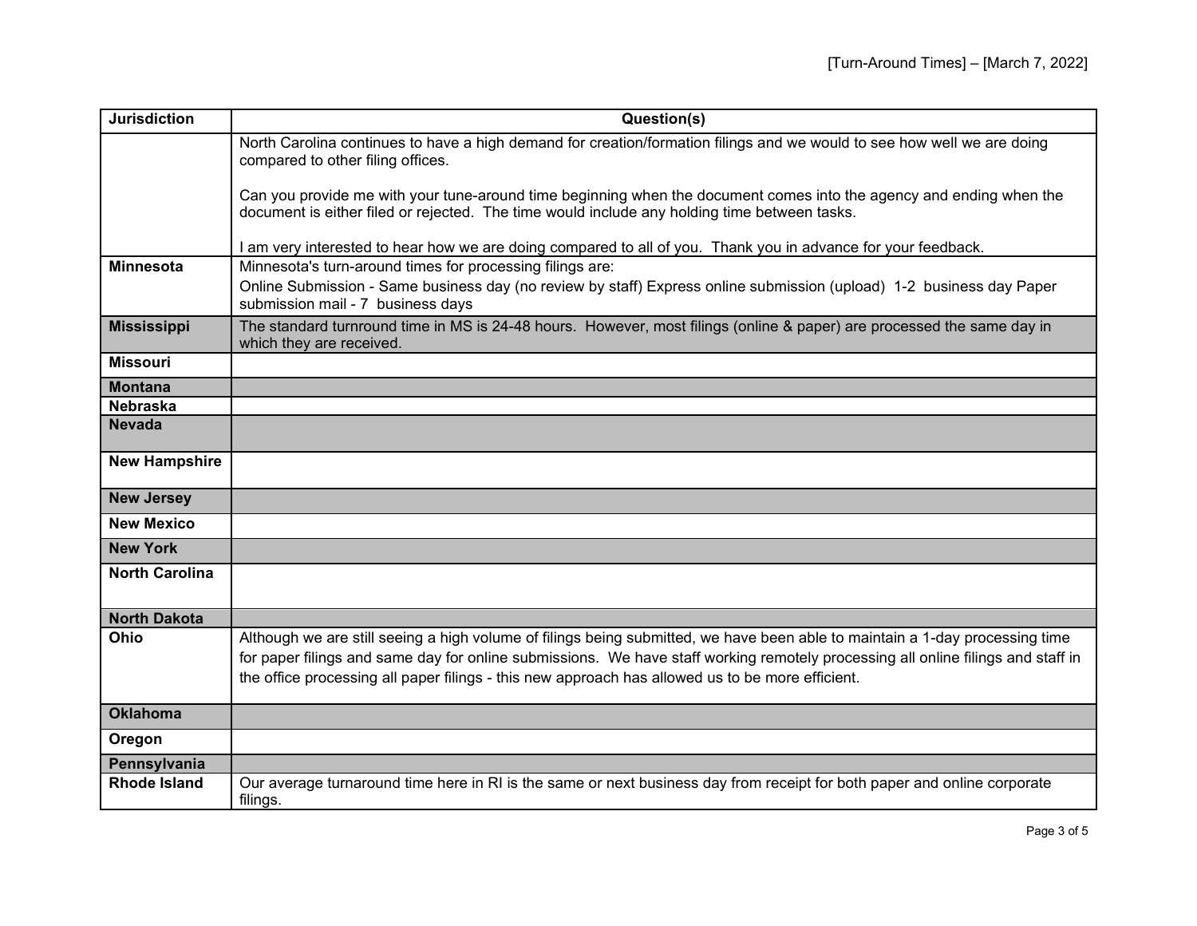| Jurisdiction | Question(s) |
|---|---|
| | North Carolina continues to have a high demand for creation/formation filings and we would to see how well we are doing compared to other filing offices.<br><br>Can you provide me with your tune-around time beginning when the document comes into the agency and ending when the document is either filed or rejected. The time would include any holding time between tasks.<br><br>I am very interested to hear how we are doing compared to all of you. Thank you in advance for your feedback. |
| **Minnesota** | Minnesota's turn-around times for processing filings are:<br>Online Submission - Same business day (no review by staff) Express online submission (upload) 1-2 business day Paper submission mail - 7 business days |
| **Mississippi** | The standard turnround time in MS is 24-48 hours. However, most filings (online & paper) are processed the same day in which they are received. |
| **Missouri** | |
| **Montana** | |
| **Nebraska** | |
| **Nevada** | |
| **New Hampshire** | |
| **New Jersey** | |
| **New Mexico** | |
| **New York** | |
| **North Carolina** | |
| **North Dakota** | |
| **Ohio** | Although we are still seeing a high volume of filings being submitted, we have been able to maintain a 1-day processing time for paper filings and same day for online submissions. We have staff working remotely processing all online filings and staff in the office processing all paper filings - this new approach has allowed us to be more efficient. |
| **Oklahoma** | |
| **Oregon** | |
| **Pennsylvania** | |
| **Rhode Island** | Our average turnaround time here in RI is the same or next business day from receipt for both paper and online corporate filings. |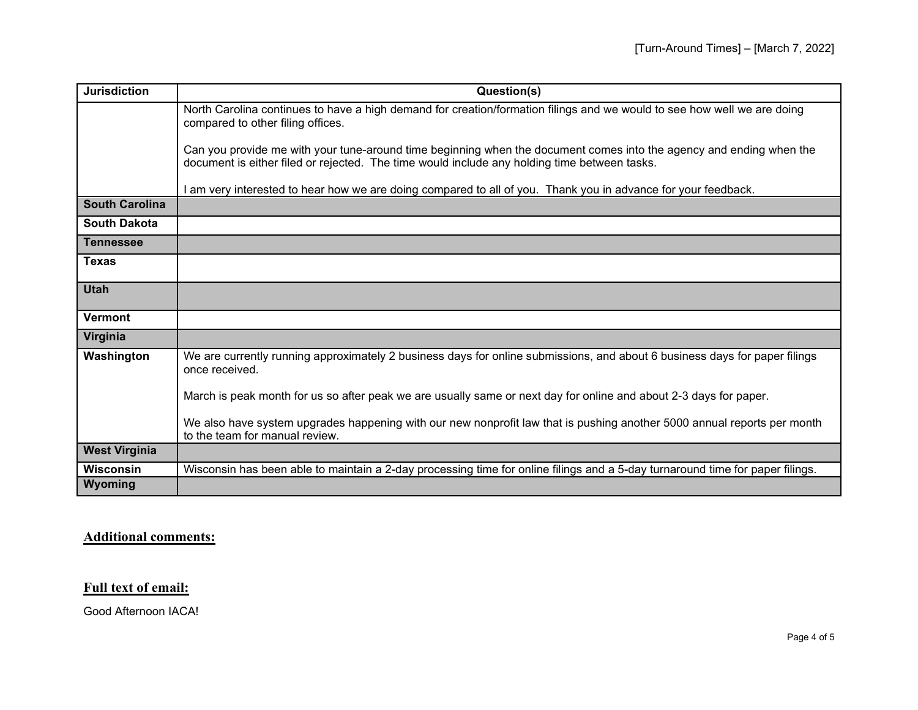| Jurisdiction | Question(s) |
|---|---|
| | North Carolina continues to have a high demand for creation/formation filings and we would to see how well we are doing compared to other filing offices.<br><br>Can you provide me with your tune-around time beginning when the document comes into the agency and ending when the document is either filed or rejected. The time would include any holding time between tasks.<br><br>I am very interested to hear how we are doing compared to all of you. Thank you in advance for your feedback. |
| **South Carolina** | |
| **South Dakota** | |
| **Tennessee** | |
| **Texas** | |
| **Utah** | |
| **Vermont** | |
| **Virginia** | |
| **Washington** | We are currently running approximately 2 business days for online submissions, and about 6 business days for paper filings once received.<br><br>March is peak month for us so after peak we are usually same or next day for online and about 2-3 days for paper.<br><br>We also have system upgrades happening with our new nonprofit law that is pushing another 5000 annual reports per month to the team for manual review. |
| **West Virginia** | |
| **Wisconsin** | Wisconsin has been able to maintain a 2-day processing time for online filings and a 5-day turnaround time for paper filings. |
| **Wyoming** | |

## Additional comments:

## Full text of email:

Good Afternoon IACA!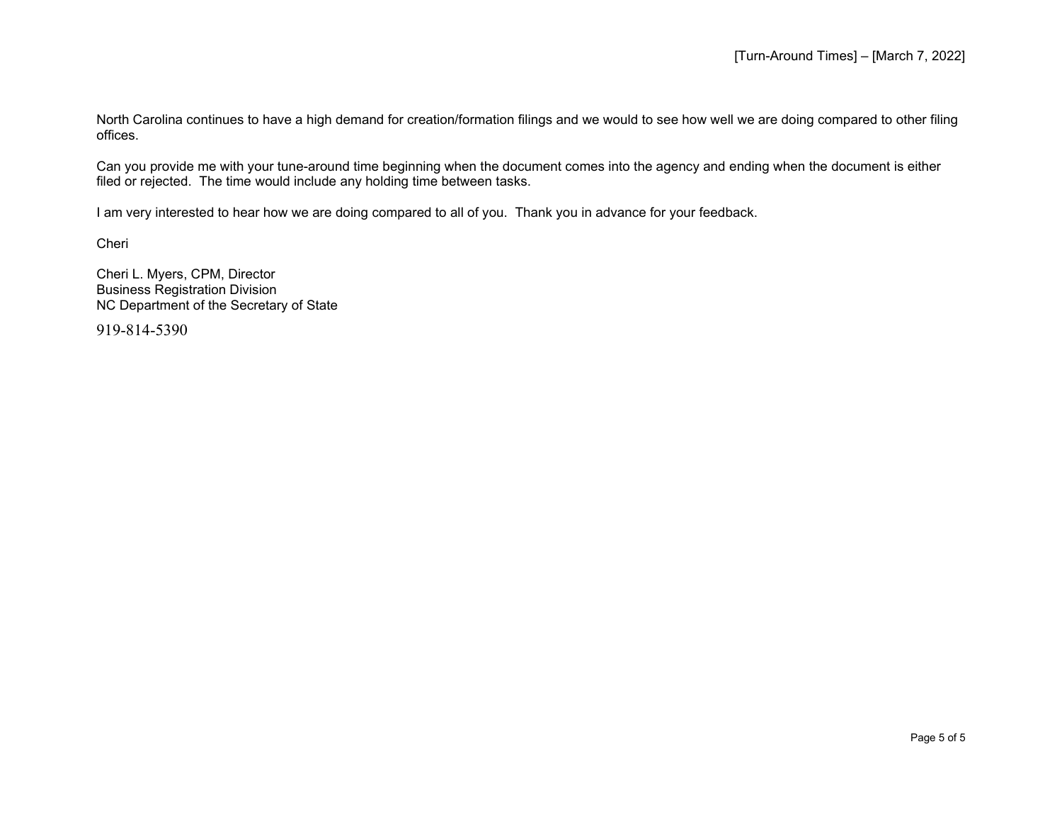North Carolina continues to have a high demand for creation/formation filings and we would to see how well we are doing compared to other filing offices.

Can you provide me with your tune-around time beginning when the document comes into the agency and ending when the document is either filed or rejected. The time would include any holding time between tasks.

I am very interested to hear how we are doing compared to all of you. Thank you in advance for your feedback.

Cheri

Cheri L. Myers, CPM, Director
Business Registration Division
NC Department of the Secretary of State

919-814-5390